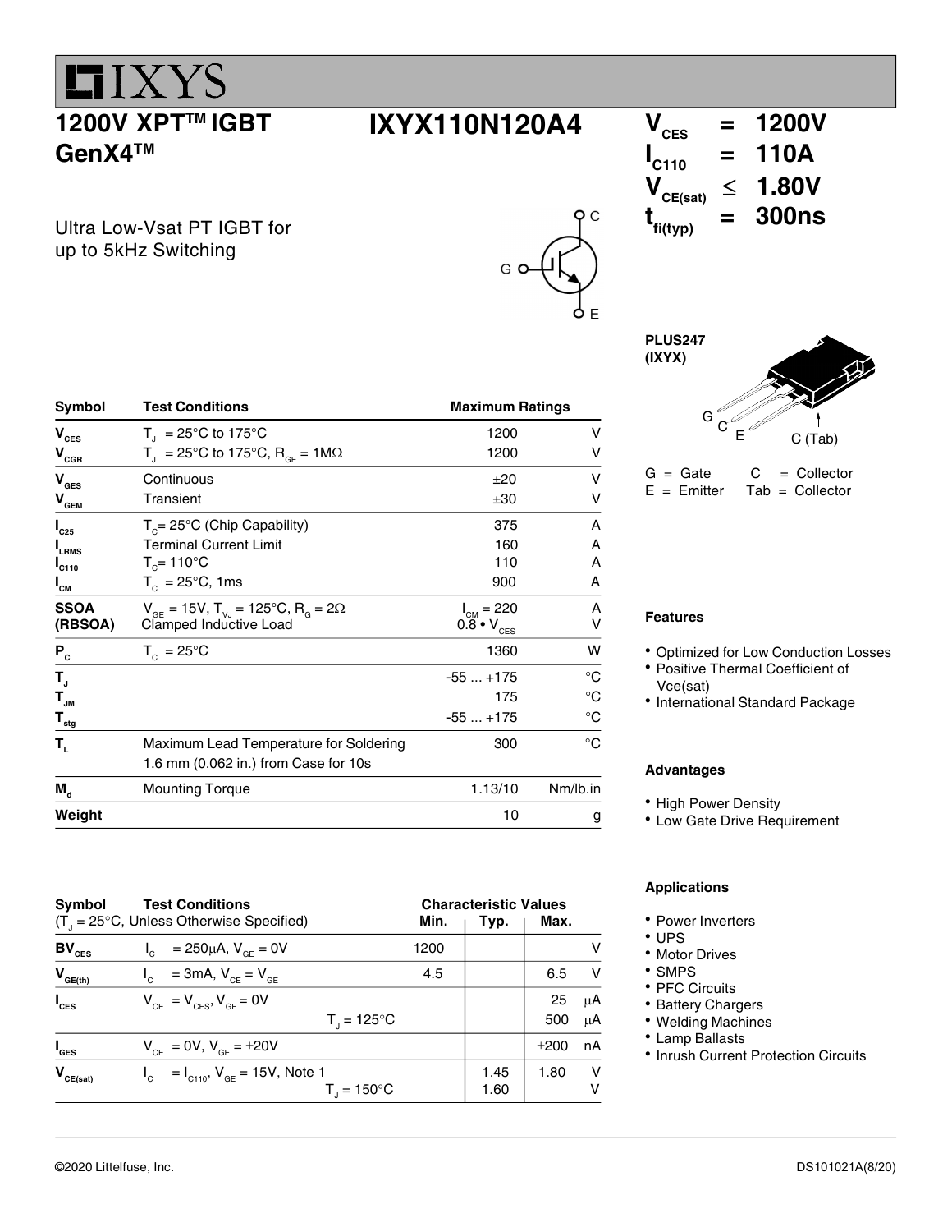# IXYS

## 1200V XPT™ IGBT GenX4™

## IXYX110N120A4

Ultra Low-Vsat PT IGBT for up to 5kHz Switching

$V_{CES}$ = 1200V
$I_{C110}$ = 110A
$V_{CE(sat)}$ ≤ 1.80V
$t_{fi(typ)}$ = 300ns

PLUS247 (IXYX)

G = Gate C = Collector
E = Emitter Tab = Collector

| Symbol | Test Conditions | Maximum Ratings | |
|---|---|---|---|
| $V_{CES}$ | $T_J$ = 25°C to 175°C | 1200 | V |
| $V_{CGR}$ | $T_J$ = 25°C to 175°C, $R_{GE}$ = 1MΩ | 1200 | V |
| $V_{GES}$ | Continuous | ±20 | V |
| $V_{GEM}$ | Transient | ±30 | V |
| $I_{C25}$ | $T_C$= 25°C (Chip Capability) | 375 | A |
| $I_{LRMS}$ | Terminal Current Limit | 160 | A |
| $I_{C110}$ | $T_C$= 110°C | 110 | A |
| $I_{CM}$ | $T_C$ = 25°C, 1ms | 900 | A |
| SSOA (RBSOA) | $V_{GE}$ = 15V, $T_{VJ}$ = 125°C, $R_G$ = 2Ω Clamped Inductive Load | $I_{CM}$ = 220 <br> 0.8 • $V_{CES}$ | A <br> V |
| $P_C$ | $T_C$ = 25°C | 1360 | W |
| $T_J$ | | -55 ... +175 | °C |
| $T_{JM}$ | | 175 | °C |
| $T_{stg}$ | | -55 ... +175 | °C |
| $T_L$ | Maximum Lead Temperature for Soldering 1.6 mm (0.062 in.) from Case for 10s | 300 | °C |
| $M_d$ | Mounting Torque | 1.13/10 | Nm/lb.in |
| Weight | | 10 | g |

| Symbol | Test Conditions ($T_J$ = 25°C, Unless Otherwise Specified) | Min. | Typ. | Max. | |
|---|---|---|---|---|---|
| $BV_{CES}$ | $I_C$ = 250μA, $V_{GE}$ = 0V | 1200 | | | V |
| $V_{GE(th)}$ | $I_C$ = 3mA, $V_{CE}$ = $V_{GE}$ | 4.5 | | 6.5 | V |
| $I_{CES}$ | $V_{CE}$ = $V_{CES}$, $V_{GE}$ = 0V | | | 25 | μA |
| | $T_J$ = 125°C | | | 500 | μA |
| $I_{GES}$ | $V_{CE}$ = 0V, $V_{GE}$ = ±20V | | | ±200 | nA |
| $V_{CE(sat)}$ | $I_C$ = $I_{C110}$, $V_{GE}$ = 15V, Note 1 | | 1.45 | 1.80 | V |
| | $T_J$ = 150°C | | 1.60 | | V |

### Features

- Optimized for Low Conduction Losses
- Positive Thermal Coefficient of Vce(sat)
- International Standard Package

### Advantages

- High Power Density
- Low Gate Drive Requirement

### Applications

- Power Inverters
- UPS
- Motor Drives
- SMPS
- PFC Circuits
- Battery Chargers
- Welding Machines
- Lamp Ballasts
- Inrush Current Protection Circuits

©2020 Littelfuse, Inc. DS101021A(8/20)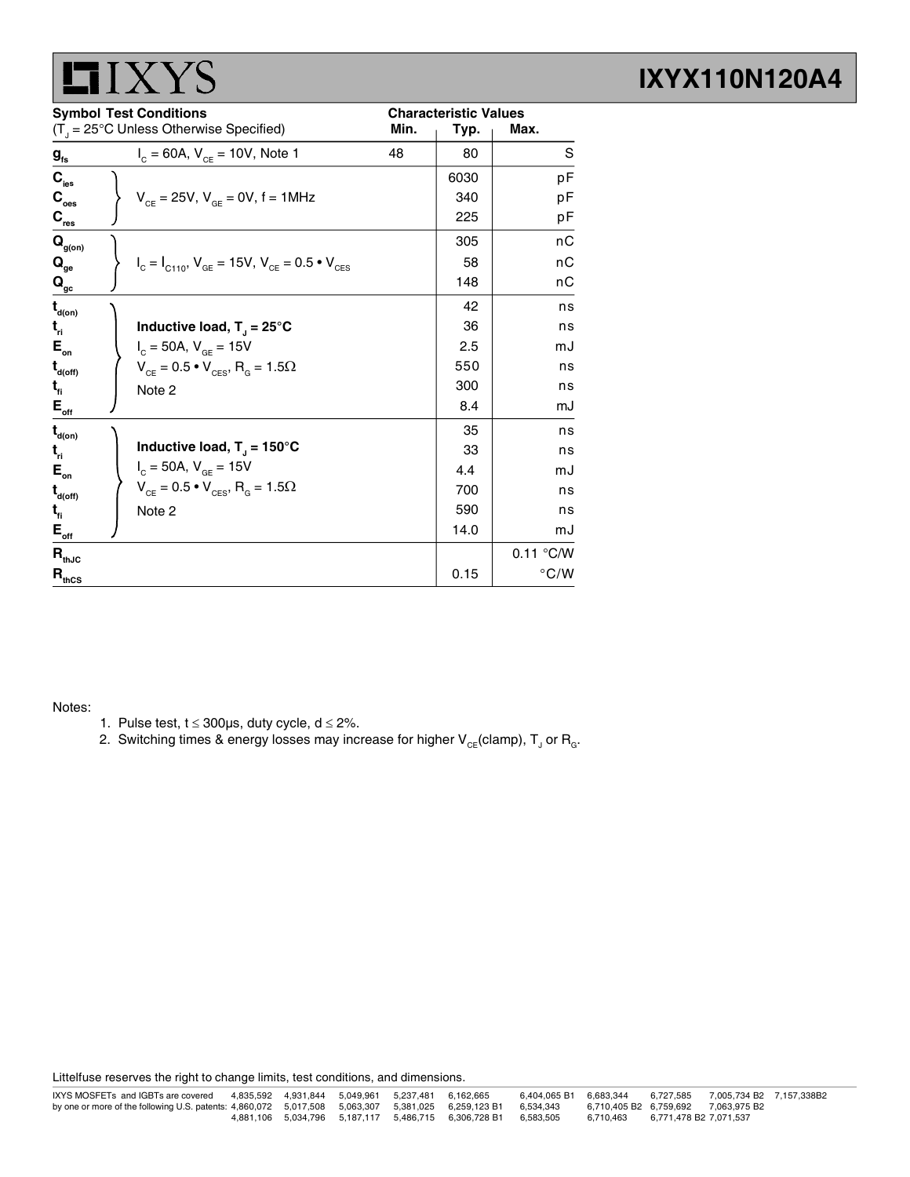| Symbol | Test Conditions ($T_J$ = 25°C Unless Otherwise Specified) | Characteristic Values Min. | Typ. | Max. | |
|---|---|---|---|---|---|
| $g_{fs}$ | $I_C$ = 60A, $V_{CE}$ = 10V, Note 1 | 48 | 80 | | S |
| $C_{ies}$ | $V_{CE}$ = 25V, $V_{GE}$ = 0V, f = 1MHz | | 6030 | | pF |
| $C_{oes}$ | | | 340 | | pF |
| $C_{res}$ | | | 225 | | pF |
| $Q_{g(on)}$ | $I_C = I_{C110}$, $V_{GE}$ = 15V, $V_{CE} = 0.5 \bullet V_{CES}$ | | 305 | | nC |
| $Q_{ge}$ | | | 58 | | nC |
| $Q_{gc}$ | | | 148 | | nC |
| $t_{d(on)}$ | **Inductive load, $T_J$ = 25°C** | | 42 | | ns |
| $t_{ri}$ | $I_C$ = 50A, $V_{GE}$ = 15V | | 36 | | ns |
| $E_{on}$ | $V_{CE} = 0.5 \bullet V_{CES}$, $R_G$ = 1.5Ω | | 2.5 | | mJ |
| $t_{d(off)}$ | Note 2 | | 550 | | ns |
| $t_{fi}$ | | | 300 | | ns |
| $E_{off}$ | | | 8.4 | | mJ |
| $t_{d(on)}$ | **Inductive load, $T_J$ = 150°C** | | 35 | | ns |
| $t_{ri}$ | $I_C$ = 50A, $V_{GE}$ = 15V | | 33 | | ns |
| $E_{on}$ | $V_{CE} = 0.5 \bullet V_{CES}$, $R_G$ = 1.5Ω | | 4.4 | | mJ |
| $t_{d(off)}$ | Note 2 | | 700 | | ns |
| $t_{fi}$ | | | 590 | | ns |
| $E_{off}$ | | | 14.0 | | mJ |
| $R_{thJC}$ | | | | 0.11 | °C/W |
| $R_{thCS}$ | | | 0.15 | | °C/W |

Notes:

1. Pulse test, t ≤ 300μs, duty cycle, d ≤ 2%.
2. Switching times & energy losses may increase for higher $V_{CE}$(clamp), $T_J$ or $R_G$.

Littelfuse reserves the right to change limits, test conditions, and dimensions.

IXYS MOSFETs and IGBTs are covered by one or more of the following U.S. patents: 4,835,592 4,860,072 4,881,106 4,931,844 5,017,508 5,034,796 5,049,961 5,063,307 5,187,117 5,237,481 5,381,025 5,486,715 6,162,665 6,259,123 B1 6,306,728 B1 6,404,065 B1 6,534,343 6,583,505 6,683,344 6,710,405 B2 6,710,463 6,727,585 6,759,692 6,771,478 B2 7,005,734 B2 7,063,975 B2 7,071,537 7,157,338B2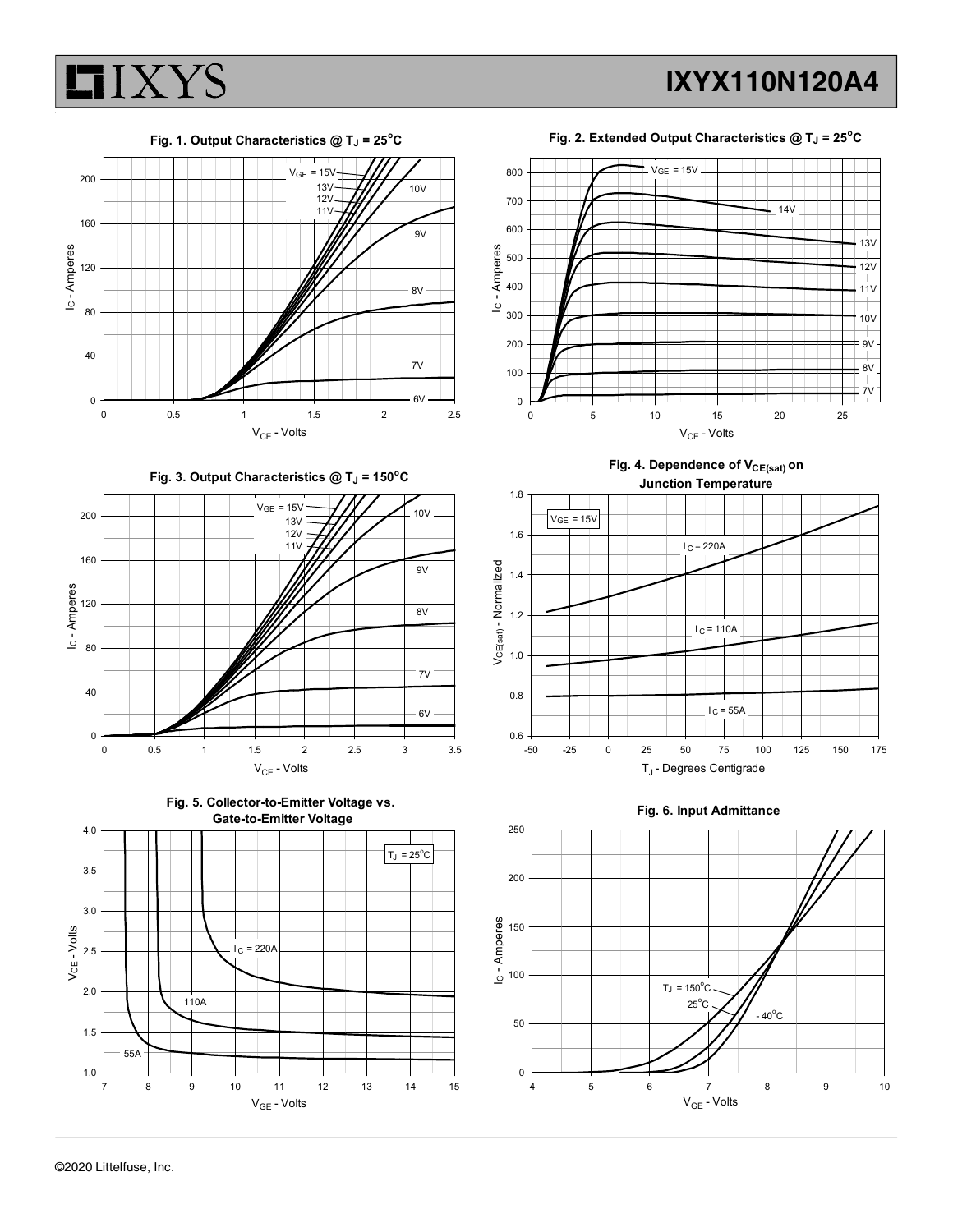Fig. 1. Output Characteristics @ $T_J = 25^oC$

Fig. 2. Extended Output Characteristics @ $T_J = 25^oC$

Fig. 3. Output Characteristics @ $T_J = 150^oC$

Fig. 4. Dependence of $V_{CE(sat)}$ on Junction Temperature

Fig. 5. Collector-to-Emitter Voltage vs. Gate-to-Emitter Voltage

Fig. 6. Input Admittance

©2020 Littelfuse, Inc.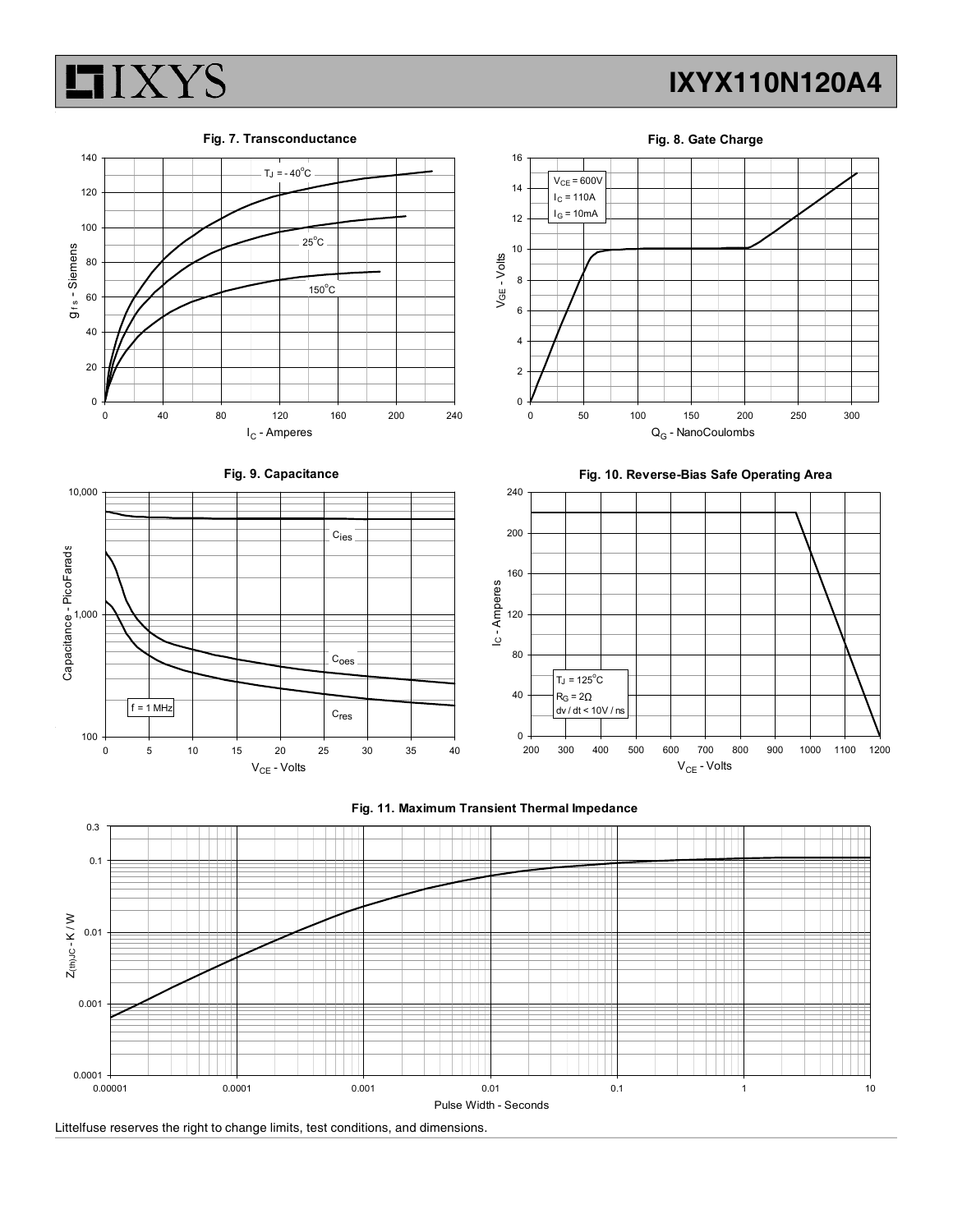**Fig. 7. Transconductance**

$T_J = -40^oC$

$25^oC$

$150^oC$

$g_{fs}$ - Siemens

$I_C$ - Amperes

**Fig. 8. Gate Charge**

$V_{CE} = 600V$
$I_C = 110A$
$I_G = 10mA$

$V_{GE}$ - Volts

$Q_G$ - NanoCoulombs

**Fig. 9. Capacitance**

$C_{ies}$

$C_{oes}$

$C_{res}$

f = 1 MHz

Capacitance - PicoFarads

$V_{CE}$ - Volts

**Fig. 10. Reverse-Bias Safe Operating Area**

$T_J = 125^oC$
$R_G = 2\Omega$
dv / dt < 10V / ns

$I_C$ - Amperes

$V_{CE}$ - Volts

**Fig. 11. Maximum Transient Thermal Impedance**

$Z_{(th)JC}$ - K / W

Pulse Width - Seconds

Littelfuse reserves the right to change limits, test conditions, and dimensions.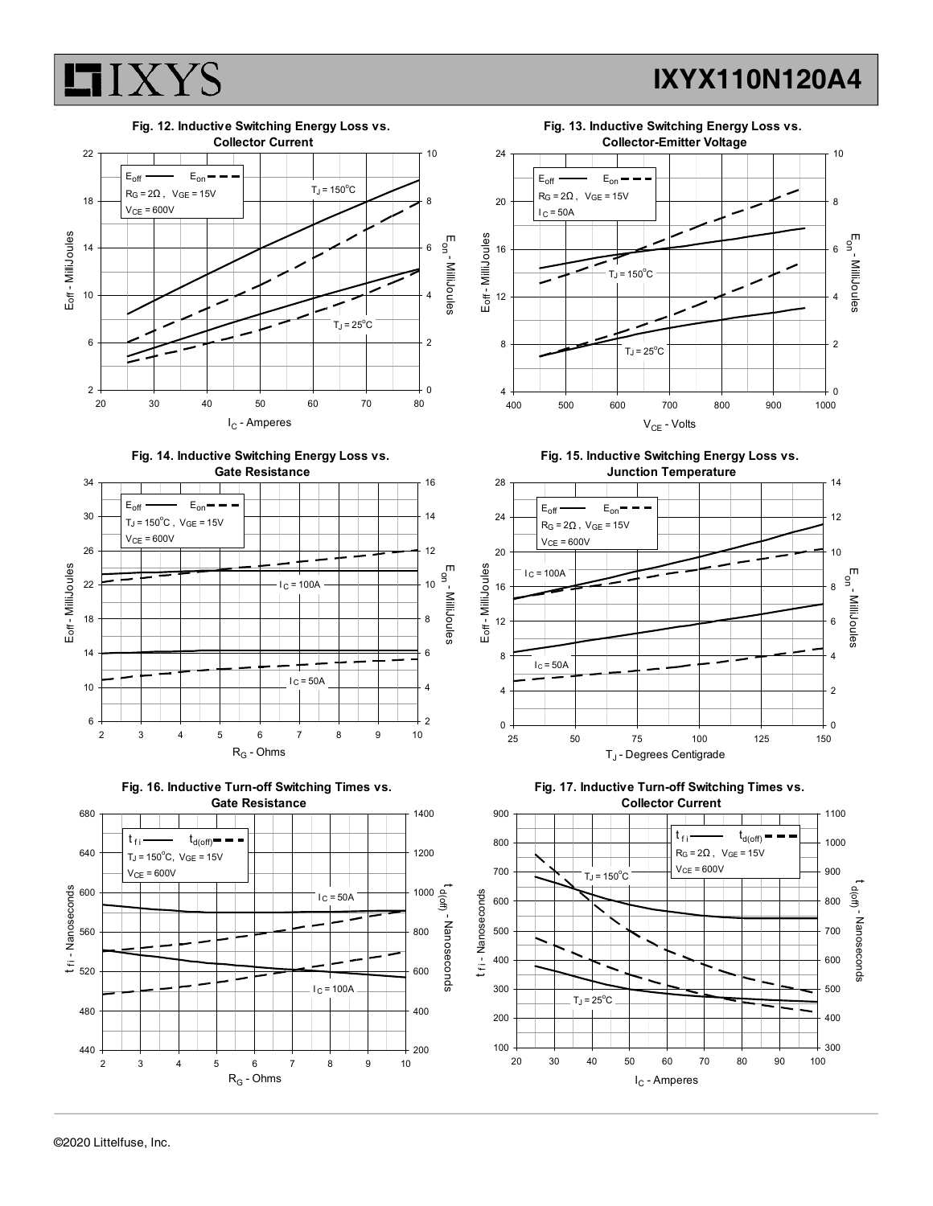**Fig. 12. Inductive Switching Energy Loss vs. Collector Current**

$E_{off}$ —— $E_{on}$ - - -
$R_G = 2\Omega$, $V_{GE} = 15V$
$V_{CE} = 600V$

$T_J = 150^oC$

$T_J = 25^oC$

$E_{off}$ - MilliJoules | $E_{on}$ - MilliJoules | $I_C$ - Amperes

**Fig. 13. Inductive Switching Energy Loss vs. Collector-Emitter Voltage**

$E_{off}$ —— $E_{on}$ - - -
$R_G = 2\Omega$, $V_{GE} = 15V$
$I_C = 50A$

$T_J = 150^oC$

$T_J = 25^oC$

$E_{off}$ - MilliJoules | $E_{on}$ - MilliJoules | $V_{CE}$ - Volts

**Fig. 14. Inductive Switching Energy Loss vs. Gate Resistance**

$E_{off}$ —— $E_{on}$ - - -
$T_J = 150^oC$, $V_{GE} = 15V$
$V_{CE} = 600V$

$I_C = 100A$

$I_C = 50A$

$E_{off}$ - MilliJoules | $E_{on}$ - MilliJoules | $R_G$ - Ohms

**Fig. 15. Inductive Switching Energy Loss vs. Junction Temperature**

$E_{off}$ —— $E_{on}$ - - -
$R_G = 2\Omega$, $V_{GE} = 15V$
$V_{CE} = 600V$

$I_C = 100A$

$I_C = 50A$

$E_{off}$ - MilliJoules | $E_{on}$ - MilliJoules | $T_J$ - Degrees Centigrade

**Fig. 16. Inductive Turn-off Switching Times vs. Gate Resistance**

$t_{fi}$ —— $t_{d(off)}$ - - -
$T_J = 150^oC$, $V_{GE} = 15V$
$V_{CE} = 600V$

$I_C = 50A$

$I_C = 100A$

$t_{fi}$ - Nanoseconds | $t_{d(off)}$ - Nanoseconds | $R_G$ - Ohms

**Fig. 17. Inductive Turn-off Switching Times vs. Collector Current**

$t_{fi}$ —— $t_{d(off)}$ - - -
$R_G = 2\Omega$, $V_{GE} = 15V$
$V_{CE} = 600V$

$T_J = 150^oC$

$T_J = 25^oC$

$t_{fi}$ - Nanoseconds | $t_{d(off)}$ - Nanoseconds | $I_C$ - Amperes

©2020 Littelfuse, Inc.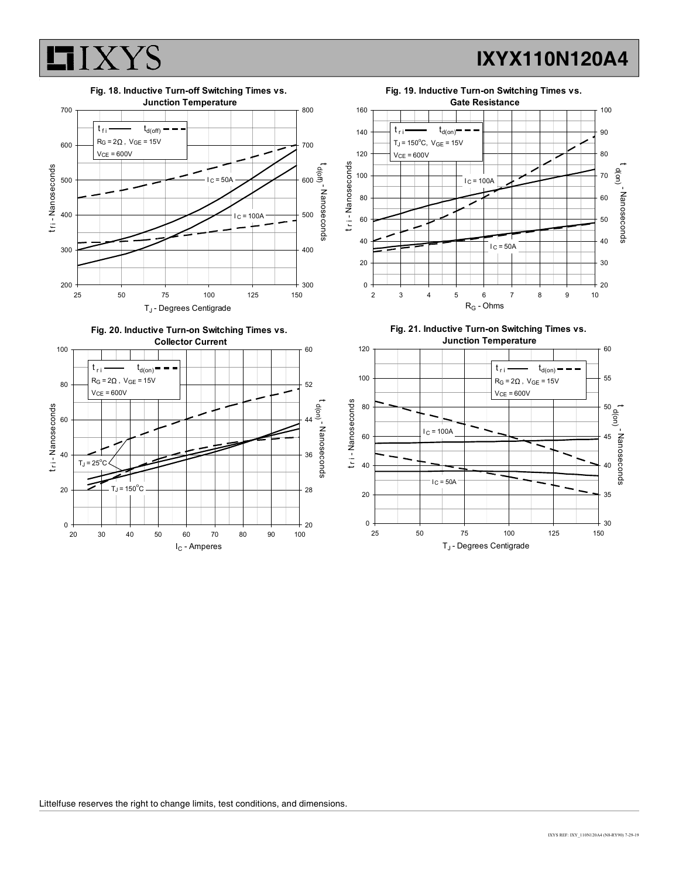**Fig. 18. Inductive Turn-off Switching Times vs. Junction Temperature**

$t_{fi}$ —— $t_{d(off)}$ - - -
$R_G = 2\Omega$ , $V_{GE} = 15V$
$V_{CE} = 600V$

$I_C = 50A$
$I_C = 100A$

$t_{fi}$ - Nanoseconds
$t_{d(off)}$ - Nanoseconds
$T_J$ - Degrees Centigrade

**Fig. 19. Inductive Turn-on Switching Times vs. Gate Resistance**

$t_{ri}$ —— $t_{d(on)}$ - - -
$T_J = 150^oC$, $V_{GE} = 15V$
$V_{CE} = 600V$

$I_C = 100A$
$I_C = 50A$

$t_{ri}$ - Nanoseconds
$t_{d(on)}$ - Nanoseconds
$R_G$ - Ohms

**Fig. 20. Inductive Turn-on Switching Times vs. Collector Current**

$t_{ri}$ —— $t_{d(on)}$ - - -
$R_G = 2\Omega$ , $V_{GE} = 15V$
$V_{CE} = 600V$

$T_J = 25^oC$
$T_J = 150^oC$

$t_{ri}$ - Nanoseconds
$t_{d(on)}$ - Nanoseconds
$I_C$ - Amperes

**Fig. 21. Inductive Turn-on Switching Times vs. Junction Temperature**

$t_{ri}$ —— $t_{d(on)}$ - - -
$R_G = 2\Omega$ , $V_{GE} = 15V$
$V_{CE} = 600V$

$I_C = 100A$
$I_C = 50A$

$t_{ri}$ - Nanoseconds
$t_{d(on)}$ - Nanoseconds
$T_J$ - Degrees Centigrade

Littelfuse reserves the right to change limits, test conditions, and dimensions.

IXYS REF: IXY_110N120A4 (N8-RY90) 7-29-19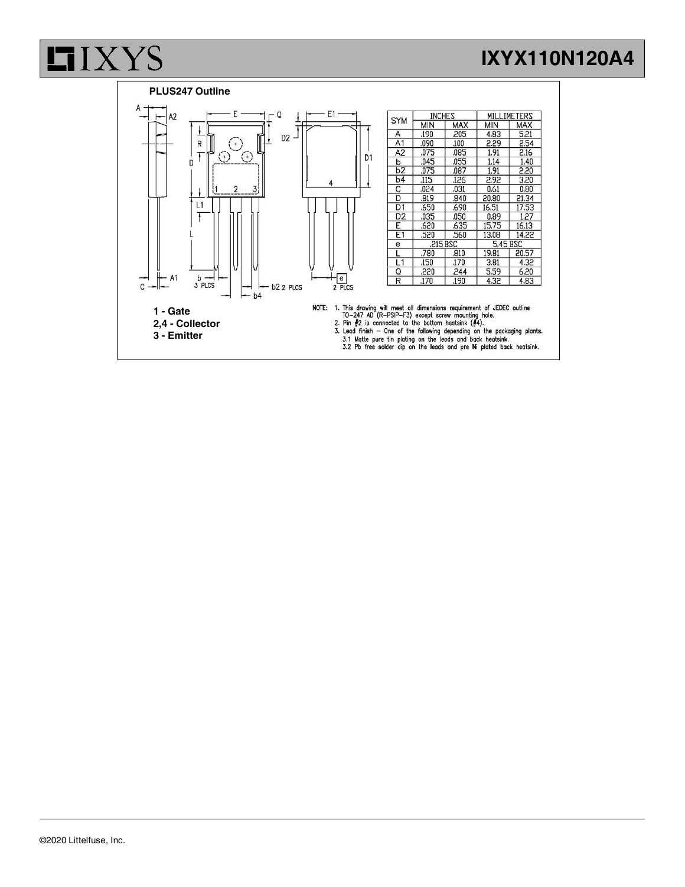## PLUS247 Outline

| SYM | INCHES | | MILLIMETERS | |
|---|---|---|---|---|
| | MIN | MAX | MIN | MAX |
| A | .190 | .205 | 4.83 | 5.21 |
| A1 | .090 | .100 | 2.29 | 2.54 |
| A2 | .075 | .085 | 1.91 | 2.16 |
| b | .045 | .055 | 1.14 | 1.40 |
| b2 | .075 | .087 | 1.91 | 2.20 |
| b4 | .115 | .126 | 2.92 | 3.20 |
| C | .024 | .031 | 0.61 | 0.80 |
| D | .819 | .840 | 20.80 | 21.34 |
| D1 | .650 | .690 | 16.51 | 17.53 |
| D2 | .035 | .050 | 0.89 | 1.27 |
| E | .620 | .635 | 15.75 | 16.13 |
| E1 | .520 | .560 | 13.08 | 14.22 |
| e | .215 BSC | | 5.45 BSC | |
| L | .780 | .810 | 19.81 | 20.57 |
| L1 | .150 | .170 | 3.81 | 4.32 |
| Q | .220 | .244 | 5.59 | 6.20 |
| R | .170 | .190 | 4.32 | 4.83 |

**1 - Gate**
**2,4 - Collector**
**3 - Emitter**

NOTE:
1. This drawing will meet all dimensions requirement of JEDEC outline TO-247 AD (R-PSIP-F3) except screw mounting hole.
2. Pin #2 is connected to the bottom heatsink (#4).
3. Lead finish – One of the following depending on the packaging plants.
   3.1 Matte pure tin plating on the leads and back heatsink.
   3.2 Pb free solder dip on the leads and pre Ni plated back heatsink.

©2020 Littelfuse, Inc.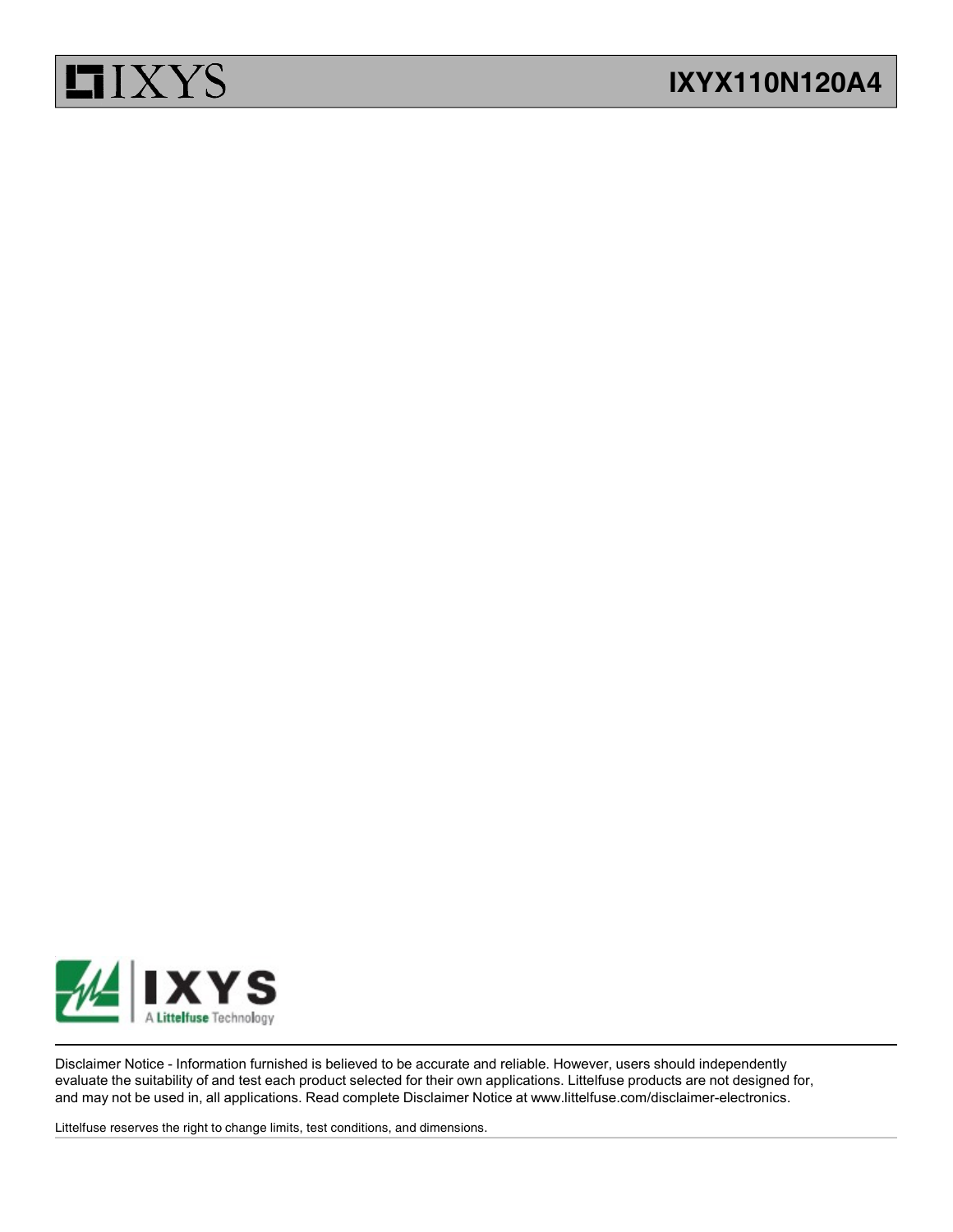Disclaimer Notice - Information furnished is believed to be accurate and reliable. However, users should independently evaluate the suitability of and test each product selected for their own applications. Littelfuse products are not designed for, and may not be used in, all applications. Read complete Disclaimer Notice at www.littelfuse.com/disclaimer-electronics.

Littelfuse reserves the right to change limits, test conditions, and dimensions.